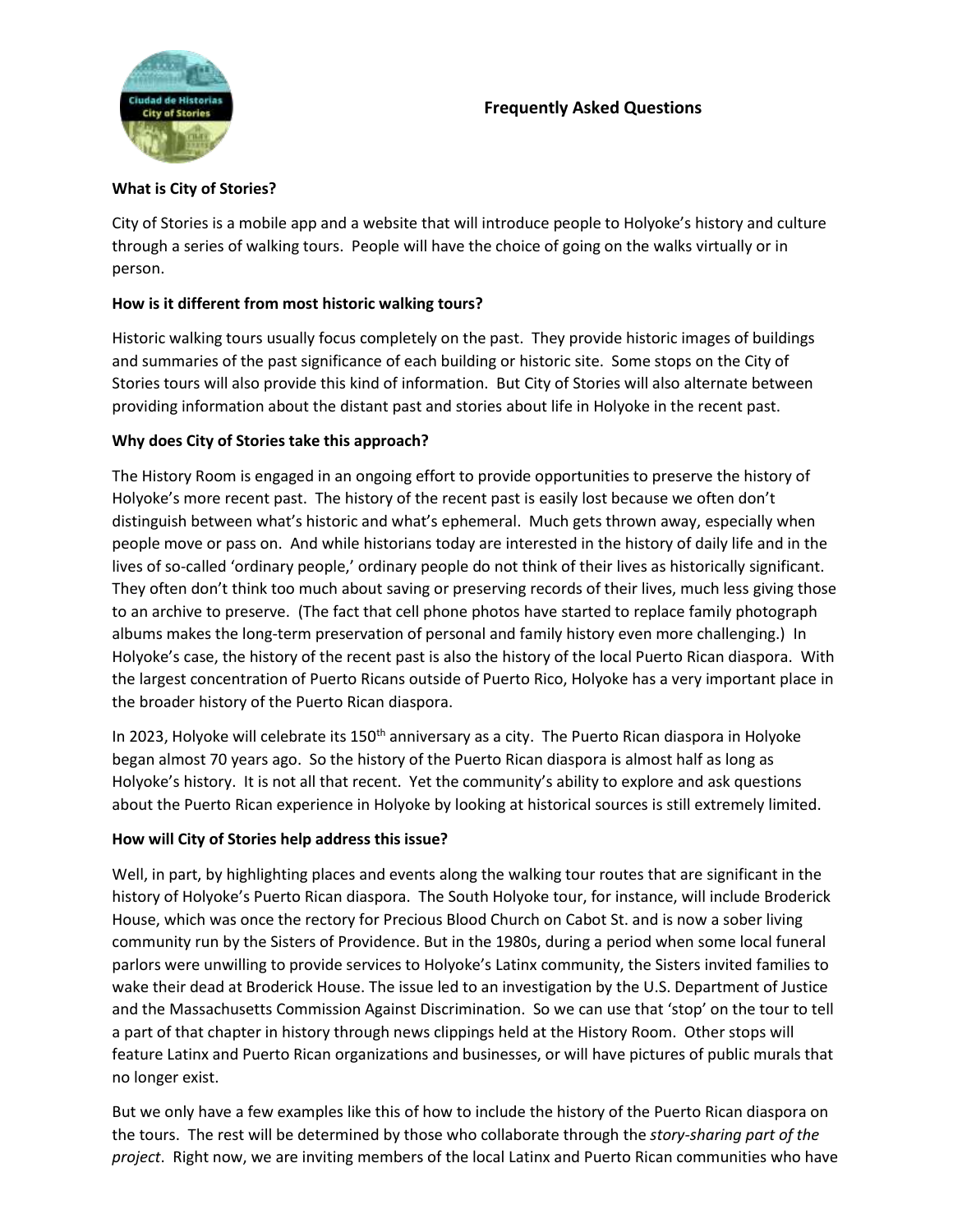# Frequently Asked Questions

**What is City of Stories?**

City of Stories is a mobile app and a website that will introduce people to Holyoke's history and culture through a series of walking tours. People will have the choice of going on the walks virtually or in person.

**How is it different from most historic walking tours?**

Historic walking tours usually focus completely on the past. They provide historic images of buildings and summaries of the past significance of each building or historic site. Some stops on the City of Stories tours will also provide this kind of information. But City of Stories will also alternate between providing information about the distant past and stories about life in Holyoke in the recent past.

**Why does City of Stories take this approach?**

The History Room is engaged in an ongoing effort to provide opportunities to preserve the history of Holyoke's more recent past. The history of the recent past is easily lost because we often don't distinguish between what's historic and what's ephemeral. Much gets thrown away, especially when people move or pass on. And while historians today are interested in the history of daily life and in the lives of so-called 'ordinary people,' ordinary people do not think of their lives as historically significant. They often don't think too much about saving or preserving records of their lives, much less giving those to an archive to preserve. (The fact that cell phone photos have started to replace family photograph albums makes the long-term preservation of personal and family history even more challenging.) In Holyoke's case, the history of the recent past is also the history of the local Puerto Rican diaspora. With the largest concentration of Puerto Ricans outside of Puerto Rico, Holyoke has a very important place in the broader history of the Puerto Rican diaspora.

In 2023, Holyoke will celebrate its 150th anniversary as a city. The Puerto Rican diaspora in Holyoke began almost 70 years ago. So the history of the Puerto Rican diaspora is almost half as long as Holyoke's history. It is not all that recent. Yet the community's ability to explore and ask questions about the Puerto Rican experience in Holyoke by looking at historical sources is still extremely limited.

**How will City of Stories help address this issue?**

Well, in part, by highlighting places and events along the walking tour routes that are significant in the history of Holyoke's Puerto Rican diaspora. The South Holyoke tour, for instance, will include Broderick House, which was once the rectory for Precious Blood Church on Cabot St. and is now a sober living community run by the Sisters of Providence. But in the 1980s, during a period when some local funeral parlors were unwilling to provide services to Holyoke's Latinx community, the Sisters invited families to wake their dead at Broderick House. The issue led to an investigation by the U.S. Department of Justice and the Massachusetts Commission Against Discrimination. So we can use that 'stop' on the tour to tell a part of that chapter in history through news clippings held at the History Room. Other stops will feature Latinx and Puerto Rican organizations and businesses, or will have pictures of public murals that no longer exist.

But we only have a few examples like this of how to include the history of the Puerto Rican diaspora on the tours. The rest will be determined by those who collaborate through the *story-sharing part of the project*. Right now, we are inviting members of the local Latinx and Puerto Rican communities who have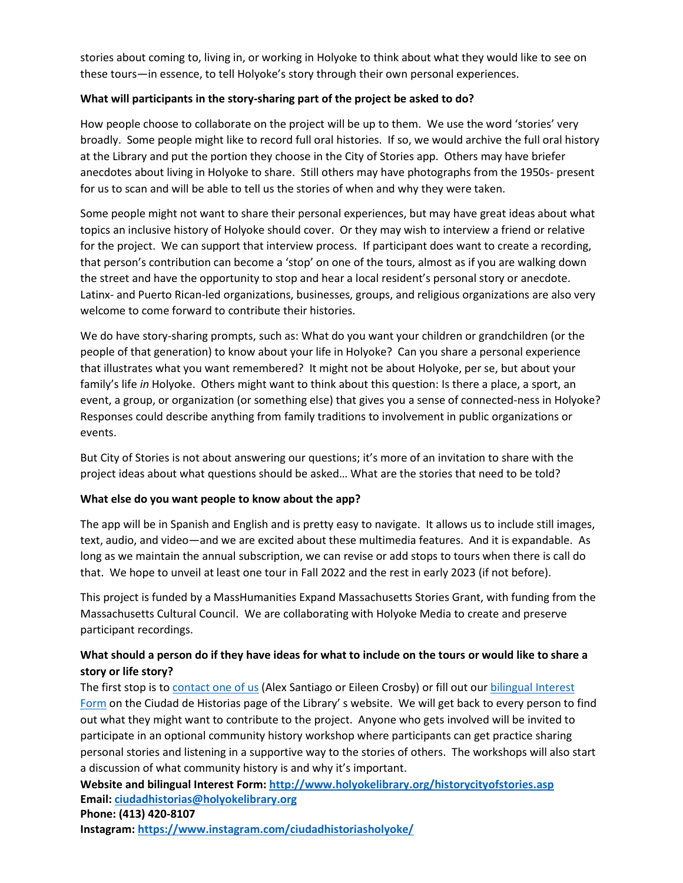stories about coming to, living in, or working in Holyoke to think about what they would like to see on these tours—in essence, to tell Holyoke's story through their own personal experiences.

**What will participants in the story-sharing part of the project be asked to do?**

How people choose to collaborate on the project will be up to them. We use the word 'stories' very broadly. Some people might like to record full oral histories. If so, we would archive the full oral history at the Library and put the portion they choose in the City of Stories app. Others may have briefer anecdotes about living in Holyoke to share. Still others may have photographs from the 1950s- present for us to scan and will be able to tell us the stories of when and why they were taken.

Some people might not want to share their personal experiences, but may have great ideas about what topics an inclusive history of Holyoke should cover. Or they may wish to interview a friend or relative for the project. We can support that interview process. If participant does want to create a recording, that person's contribution can become a 'stop' on one of the tours, almost as if you are walking down the street and have the opportunity to stop and hear a local resident's personal story or anecdote. Latinx- and Puerto Rican-led organizations, businesses, groups, and religious organizations are also very welcome to come forward to contribute their histories.

We do have story-sharing prompts, such as: What do you want your children or grandchildren (or the people of that generation) to know about your life in Holyoke? Can you share a personal experience that illustrates what you want remembered? It might not be about Holyoke, per se, but about your family's life *in* Holyoke. Others might want to think about this question: Is there a place, a sport, an event, a group, or organization (or something else) that gives you a sense of connected-ness in Holyoke? Responses could describe anything from family traditions to involvement in public organizations or events.

But City of Stories is not about answering our questions; it's more of an invitation to share with the project ideas about what questions should be asked… What are the stories that need to be told?

**What else do you want people to know about the app?**

The app will be in Spanish and English and is pretty easy to navigate. It allows us to include still images, text, audio, and video—and we are excited about these multimedia features. And it is expandable. As long as we maintain the annual subscription, we can revise or add stops to tours when there is call do that. We hope to unveil at least one tour in Fall 2022 and the rest in early 2023 (if not before).

This project is funded by a MassHumanities Expand Massachusetts Stories Grant, with funding from the Massachusetts Cultural Council. We are collaborating with Holyoke Media to create and preserve participant recordings.

**What should a person do if they have ideas for what to include on the tours or would like to share a story or life story?**

The first stop is to contact one of us (Alex Santiago or Eileen Crosby) or fill out our bilingual Interest Form on the Ciudad de Historias page of the Library' s website. We will get back to every person to find out what they might want to contribute to the project. Anyone who gets involved will be invited to participate in an optional community history workshop where participants can get practice sharing personal stories and listening in a supportive way to the stories of others. The workshops will also start a discussion of what community history is and why it's important.

**Website and bilingual Interest Form: http://www.holyokelibrary.org/historycityofstories.asp**
**Email: ciudadhistorias@holyokelibrary.org**
**Phone: (413) 420-8107**
**Instagram: https://www.instagram.com/ciudadhistoriasholyoke/**